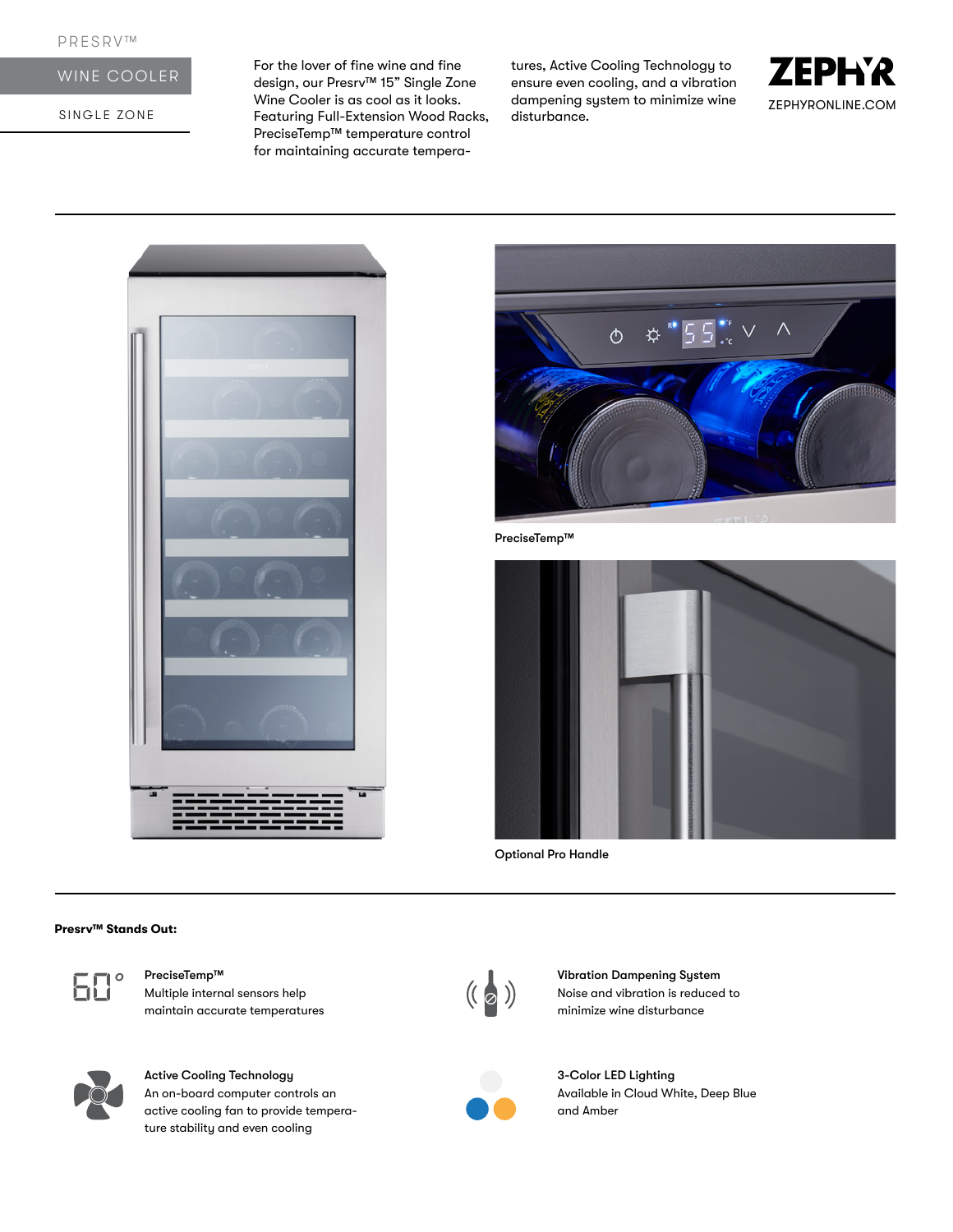PRESRV™

# WINE COOLER

SINGLE ZONE

For the lover of fine wine and fine design, our Presrv™ 15" Single Zone Wine Cooler is as cool as it looks. Featuring Full-Extension Wood Racks, PreciseTemp™ temperature control for maintaining accurate temperatures, Active Cooling Technology to ensure even cooling, and a vibration dampening system to minimize wine disturbance.

ZEPHYR

ZEPHYRONLINE.COM

PreciseTemp™

Optional Pro Handle

**Presrv™ Stands Out:**

**PreciseTemp™**
Multiple internal sensors help maintain accurate temperatures

**Vibration Dampening System**
Noise and vibration is reduced to minimize wine disturbance

**Active Cooling Technology**
An on-board computer controls an active cooling fan to provide temperature stability and even cooling

**3-Color LED Lighting**
Available in Cloud White, Deep Blue and Amber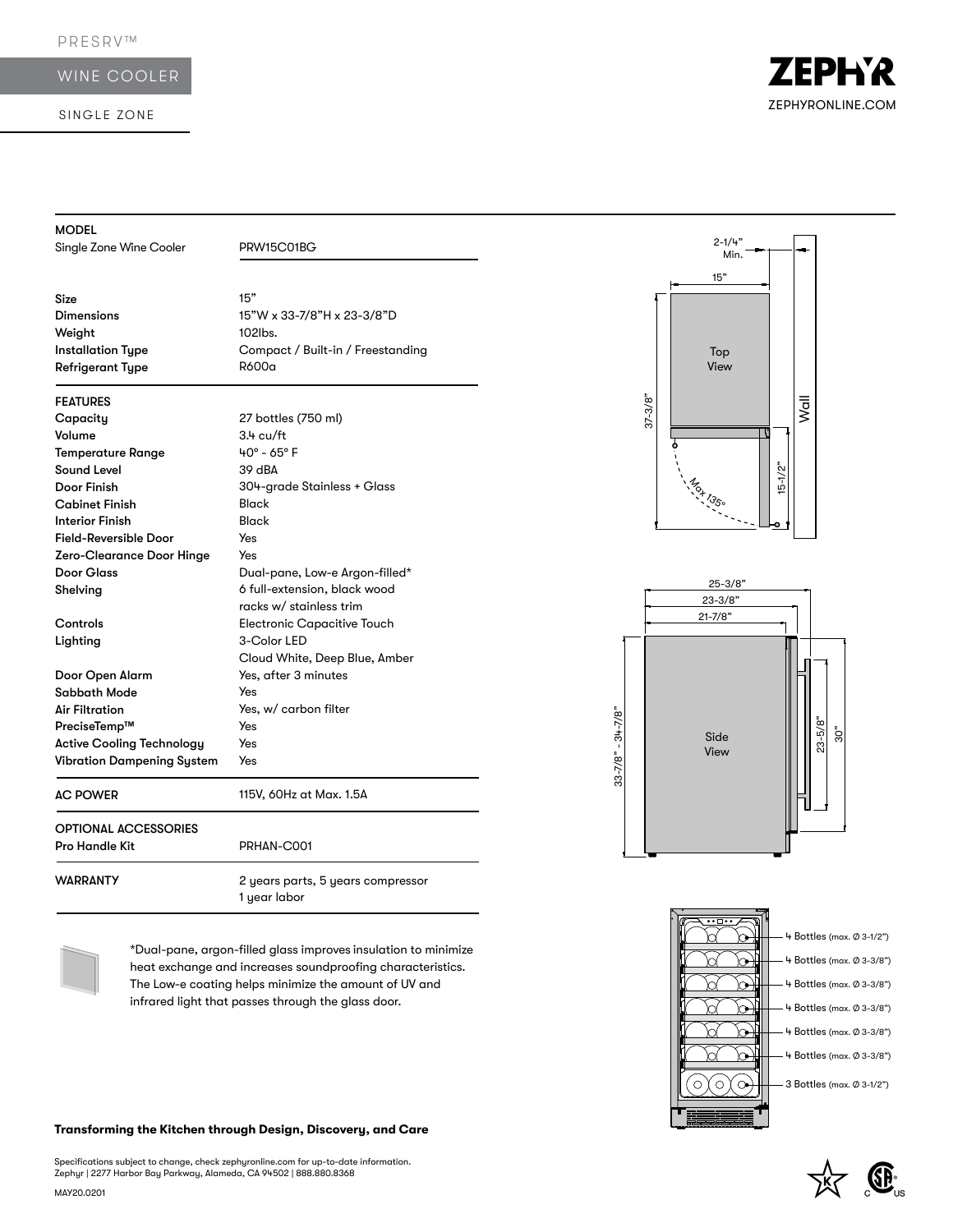PRESRV™

WINE COOLER

SINGLE ZONE

ZEPHYR

ZEPHYRONLINE.COM

| MODEL | |
|---|---|
| Single Zone Wine Cooler | PRW15C01BG |
| Size | 15" |
| Dimensions | 15"W x 33-7/8"H x 23-3/8"D |
| Weight | 102lbs. |
| Installation Type | Compact / Built-in / Freestanding |
| Refrigerant Type | R600a |

| FEATURES | |
|---|---|
| Capacity | 27 bottles (750 ml) |
| Volume | 3.4 cu/ft |
| Temperature Range | 40° - 65° F |
| Sound Level | 39 dBA |
| Door Finish | 304-grade Stainless + Glass |
| Cabinet Finish | Black |
| Interior Finish | Black |
| Field-Reversible Door | Yes |
| Zero-Clearance Door Hinge | Yes |
| Door Glass | Dual-pane, Low-e Argon-filled* |
| Shelving | 6 full-extension, black wood racks w/ stainless trim |
| Controls | Electronic Capacitive Touch |
| Lighting | 3-Color LED Cloud White, Deep Blue, Amber |
| Door Open Alarm | Yes, after 3 minutes |
| Sabbath Mode | Yes |
| Air Filtration | Yes, w/ carbon filter |
| PreciseTemp™ | Yes |
| Active Cooling Technology | Yes |
| Vibration Dampening System | Yes |

| | |
|---|---|
| AC POWER | 115V, 60Hz at Max. 1.5A |
| OPTIONAL ACCESSORIES | |
| Pro Handle Kit | PRHAN-C001 |
| WARRANTY | 2 years parts, 5 years compressor 1 year labor |

*Dual-pane, argon-filled glass improves insulation to minimize heat exchange and increases soundproofing characteristics. The Low-e coating helps minimize the amount of UV and infrared light that passes through the glass door.

Top View
2-1/4" Min.
15"
37-3/8"
15-1/2"
Max 135°
Wall

Side View
25-3/8"
23-3/8"
21-7/8"
33-7/8" - 34-7/8"
23-5/8"
30"

4 Bottles (max. Ø 3-1/2")
4 Bottles (max. Ø 3-3/8")
4 Bottles (max. Ø 3-3/8")
4 Bottles (max. Ø 3-3/8")
4 Bottles (max. Ø 3-3/8")
4 Bottles (max. Ø 3-3/8")
3 Bottles (max. Ø 3-1/2")

**Transforming the Kitchen through Design, Discovery, and Care**

Specifications subject to change, check zephyronline.com for up-to-date information.
Zephyr | 2277 Harbor Bay Parkway, Alameda, CA 94502 | 888.880.8368

MAY20.0201